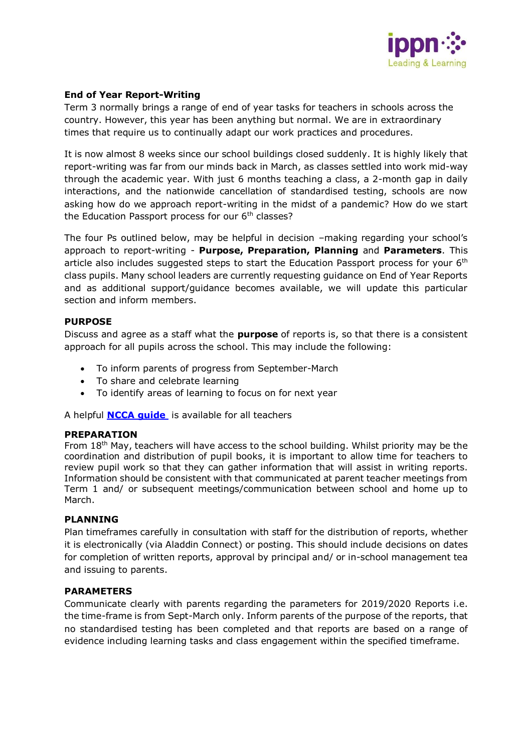## End of Year Report-Writing

Term 3 normally brings a range of end of year tasks for teachers in schools across the country. However, this year has been anything but normal. We are in extraordinary times that require us to continually adapt our work practices and procedures.

It is now almost 8 weeks since our school buildings closed suddenly. It is highly likely that report-writing was far from our minds back in March, as classes settled into work mid-way through the academic year. With just 6 months teaching a class, a 2-month gap in daily interactions, and the nationwide cancellation of standardised testing, schools are now asking how do we approach report-writing in the midst of a pandemic? How do we start the Education Passport process for our 6th classes?

The four Ps outlined below, may be helpful in decision –making regarding your school's approach to report-writing - **Purpose, Preparation, Planning** and **Parameters**. This article also includes suggested steps to start the Education Passport process for your 6th class pupils. Many school leaders are currently requesting guidance on End of Year Reports and as additional support/guidance becomes available, we will update this particular section and inform members.

### PURPOSE

Discuss and agree as a staff what the **purpose** of reports is, so that there is a consistent approach for all pupils across the school. This may include the following:

- To inform parents of progress from September-March
- To share and celebrate learning
- To identify areas of learning to focus on for next year

A helpful **NCCA guide** is available for all teachers

### PREPARATION

From 18th May, teachers will have access to the school building. Whilst priority may be the coordination and distribution of pupil books, it is important to allow time for teachers to review pupil work so that they can gather information that will assist in writing reports. Information should be consistent with that communicated at parent teacher meetings from Term 1 and/ or subsequent meetings/communication between school and home up to March.

### PLANNING

Plan timeframes carefully in consultation with staff for the distribution of reports, whether it is electronically (via Aladdin Connect) or posting. This should include decisions on dates for completion of written reports, approval by principal and/ or in-school management tea and issuing to parents.

### PARAMETERS

Communicate clearly with parents regarding the parameters for 2019/2020 Reports i.e. the time-frame is from Sept-March only. Inform parents of the purpose of the reports, that no standardised testing has been completed and that reports are based on a range of evidence including learning tasks and class engagement within the specified timeframe.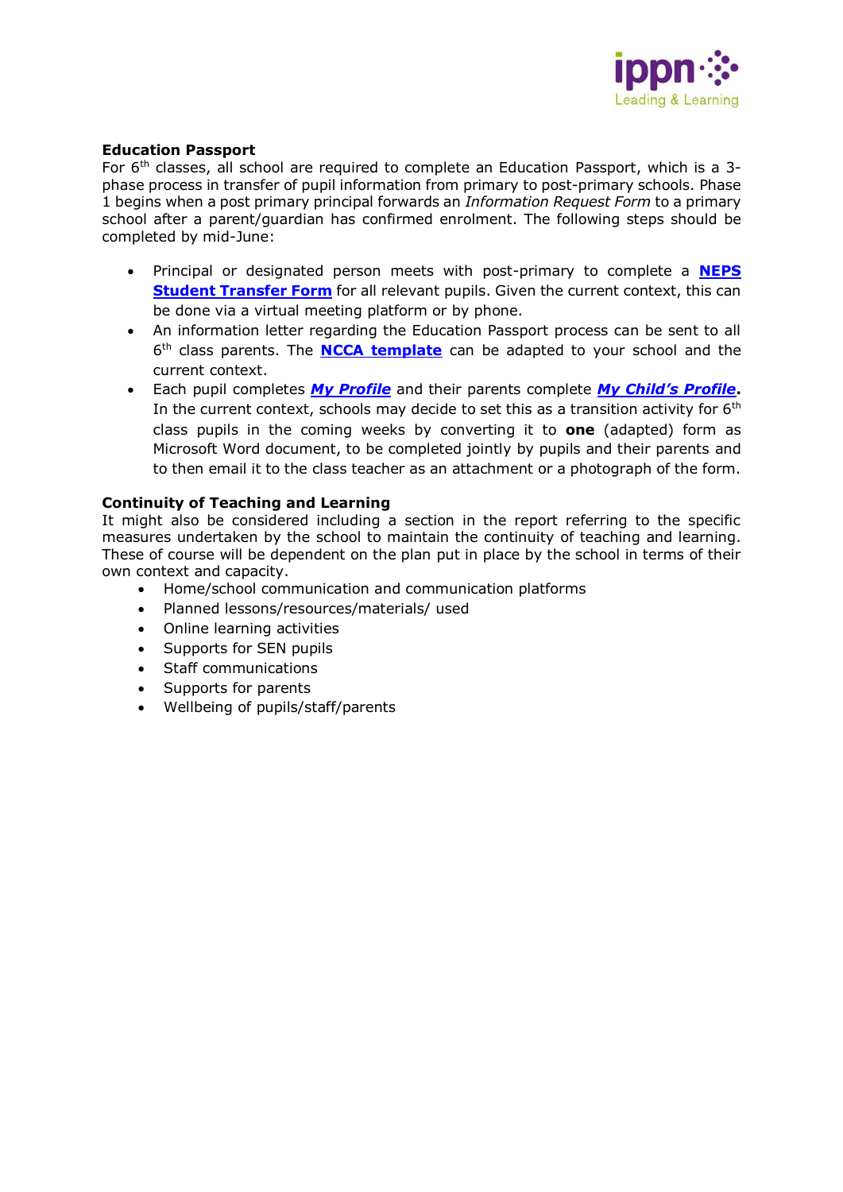**Education Passport**

For 6th classes, all school are required to complete an Education Passport, which is a 3-phase process in transfer of pupil information from primary to post-primary schools. Phase 1 begins when a post primary principal forwards an *Information Request Form* to a primary school after a parent/guardian has confirmed enrolment. The following steps should be completed by mid-June:

- Principal or designated person meets with post-primary to complete a **NEPS Student Transfer Form** for all relevant pupils. Given the current context, this can be done via a virtual meeting platform or by phone.
- An information letter regarding the Education Passport process can be sent to all 6th class parents. The **NCCA template** can be adapted to your school and the current context.
- Each pupil completes ***My Profile*** and their parents complete ***My Child's Profile*****.** In the current context, schools may decide to set this as a transition activity for 6th class pupils in the coming weeks by converting it to **one** (adapted) form as Microsoft Word document, to be completed jointly by pupils and their parents and to then email it to the class teacher as an attachment or a photograph of the form.

**Continuity of Teaching and Learning**

It might also be considered including a section in the report referring to the specific measures undertaken by the school to maintain the continuity of teaching and learning. These of course will be dependent on the plan put in place by the school in terms of their own context and capacity.

- Home/school communication and communication platforms
- Planned lessons/resources/materials/ used
- Online learning activities
- Supports for SEN pupils
- Staff communications
- Supports for parents
- Wellbeing of pupils/staff/parents